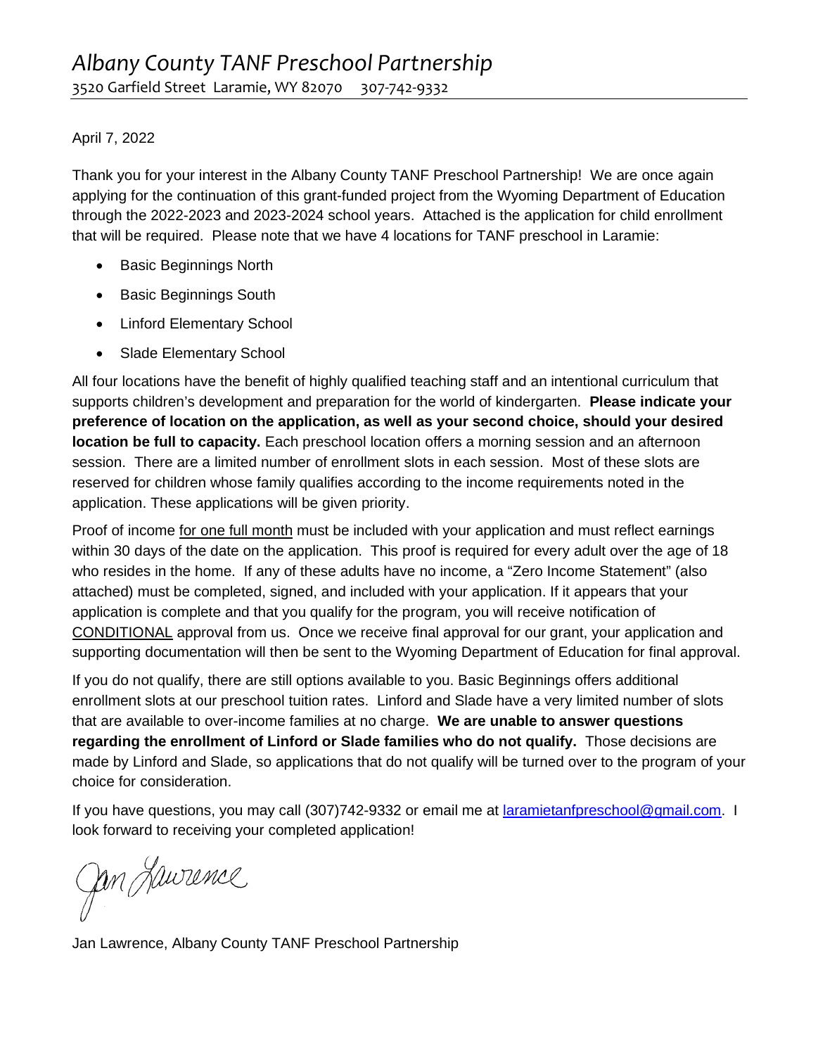# *Albany County TANF Preschool Partnership*

3520 Garfield Street Laramie, WY 82070 307-742-9332

---

April 7, 2022

Thank you for your interest in the Albany County TANF Preschool Partnership! We are once again applying for the continuation of this grant-funded project from the Wyoming Department of Education through the 2022-2023 and 2023-2024 school years. Attached is the application for child enrollment that will be required. Please note that we have 4 locations for TANF preschool in Laramie:

- Basic Beginnings North
- Basic Beginnings South
- Linford Elementary School
- Slade Elementary School

All four locations have the benefit of highly qualified teaching staff and an intentional curriculum that supports children's development and preparation for the world of kindergarten. **Please indicate your preference of location on the application, as well as your second choice, should your desired location be full to capacity.** Each preschool location offers a morning session and an afternoon session. There are a limited number of enrollment slots in each session. Most of these slots are reserved for children whose family qualifies according to the income requirements noted in the application. These applications will be given priority.

Proof of income <u>for one full month</u> must be included with your application and must reflect earnings within 30 days of the date on the application. This proof is required for every adult over the age of 18 who resides in the home. If any of these adults have no income, a "Zero Income Statement" (also attached) must be completed, signed, and included with your application. If it appears that your application is complete and that you qualify for the program, you will receive notification of <u>CONDITIONAL</u> approval from us. Once we receive final approval for our grant, your application and supporting documentation will then be sent to the Wyoming Department of Education for final approval.

If you do not qualify, there are still options available to you. Basic Beginnings offers additional enrollment slots at our preschool tuition rates. Linford and Slade have a very limited number of slots that are available to over-income families at no charge. **We are unable to answer questions regarding the enrollment of Linford or Slade families who do not qualify.** Those decisions are made by Linford and Slade, so applications that do not qualify will be turned over to the program of your choice for consideration.

If you have questions, you may call (307)742-9332 or email me at laramietanfpreschool@gmail.com. I look forward to receiving your completed application!

Jan Lawrence

Jan Lawrence, Albany County TANF Preschool Partnership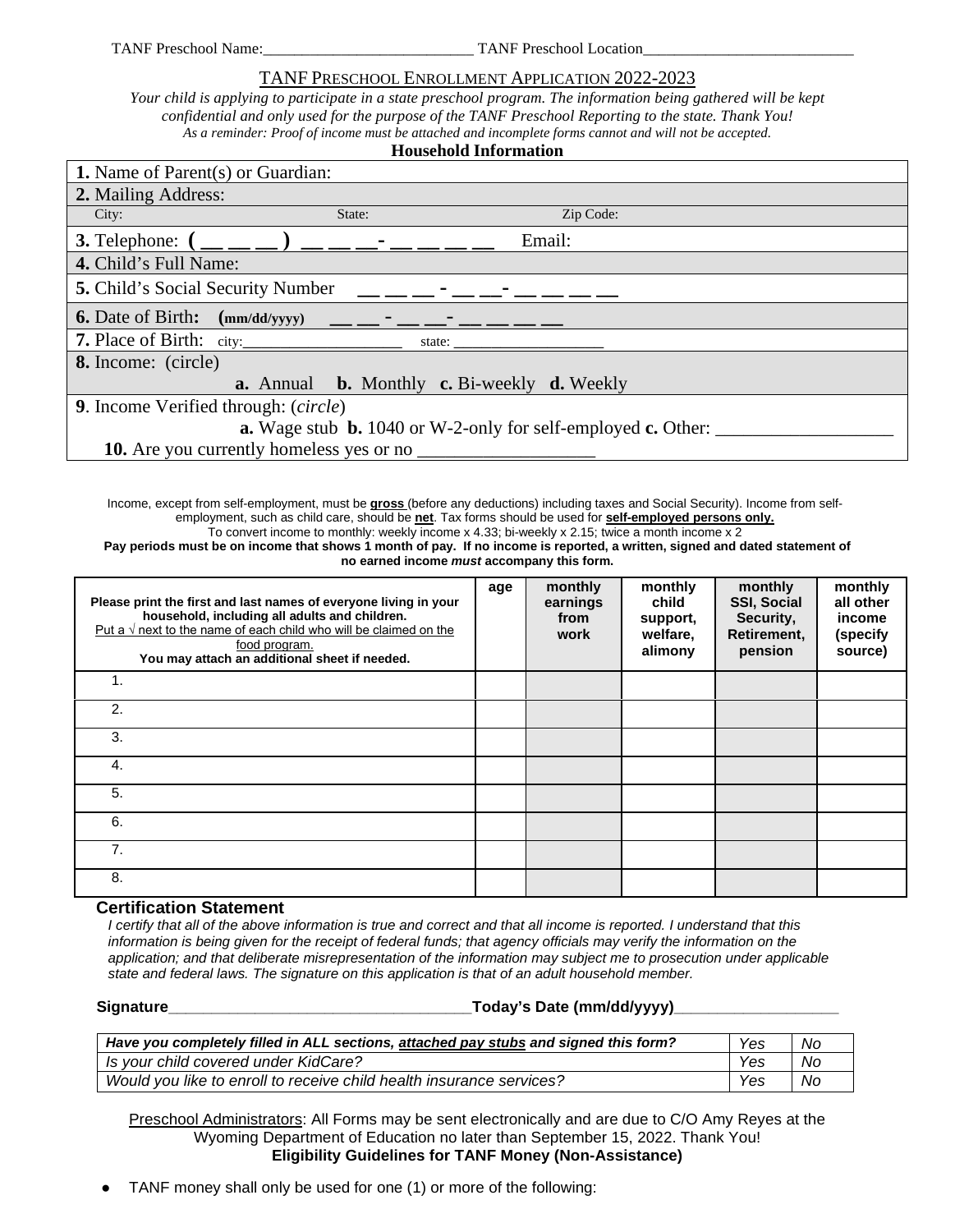TANF Preschool Name:___________________________ TANF Preschool Location___________________________

## TANF Preschool Enrollment Application 2022-2023

*Your child is applying to participate in a state preschool program. The information being gathered will be kept confidential and only used for the purpose of the TANF Preschool Reporting to the state. Thank You!*

*As a reminder: Proof of income must be attached and incomplete forms cannot and will not be accepted.*

**Household Information**

| |
|---|
| **1.** Name of Parent(s) or Guardian: |
| **2.** Mailing Address: |
| City: State: Zip Code: |
| **3.** Telephone: ( __ __ __ ) __ __ __- __ __ __ __ Email: |
| **4.** Child's Full Name: |
| **5.** Child's Social Security Number __ __ __ - __ __- __ __ __ __ |
| **6.** Date of Birth: (mm/dd/yyyy) __ __ - __ __- __ __ __ __ |
| **7.** Place of Birth: city:___________________ state: ___________________ |
| **8.** Income: (circle) **a.** Annual **b.** Monthly **c.** Bi-weekly **d.** Weekly |
| **9**. Income Verified through: (*circle*) **a.** Wage stub **b.** 1040 or W-2-only for self-employed **c.** Other: ___________________ |
| **10.** Are you currently homeless yes or no ___________________ |

Income, except from self-employment, must be **gross** (before any deductions) including taxes and Social Security). Income from self-employment, such as child care, should be **net**. Tax forms should be used for **self-employed persons only.**
To convert income to monthly: weekly income x 4.33; bi-weekly x 2.15; twice a month income x 2
**Pay periods must be on income that shows 1 month of pay. If no income is reported, a written, signed and dated statement of no earned income *must* accompany this form.**

| **Please print the first and last names of everyone living in your household, including all adults and children.** Put a √ next to the name of each child who will be claimed on the food program. **You may attach an additional sheet if needed.** | **age** | **monthly earnings from work** | **monthly child support, welfare, alimony** | **monthly SSI, Social Security, Retirement, pension** | **monthly all other income (specify source)** |
|---|---|---|---|---|---|
| 1. | | | | | |
| 2. | | | | | |
| 3. | | | | | |
| 4. | | | | | |
| 5. | | | | | |
| 6. | | | | | |
| 7. | | | | | |
| 8. | | | | | |

### Certification Statement

*I certify that all of the above information is true and correct and that all income is reported. I understand that this information is being given for the receipt of federal funds; that agency officials may verify the information on the application; and that deliberate misrepresentation of the information may subject me to prosecution under applicable state and federal laws. The signature on this application is that of an adult household member.*

**Signature___________________________________Today's Date (mm/dd/yyyy)___________________**

| | | |
|---|---|---|
| ***Have you completely filled in ALL sections, attached pay stubs and signed this form?*** | *Yes* | *No* |
| *Is your child covered under KidCare?* | *Yes* | *No* |
| *Would you like to enroll to receive child health insurance services?* | *Yes* | *No* |

Preschool Administrators: All Forms may be sent electronically and are due to C/O Amy Reyes at the Wyoming Department of Education no later than September 15, 2022. Thank You!

**Eligibility Guidelines for TANF Money (Non-Assistance)**

- TANF money shall only be used for one (1) or more of the following: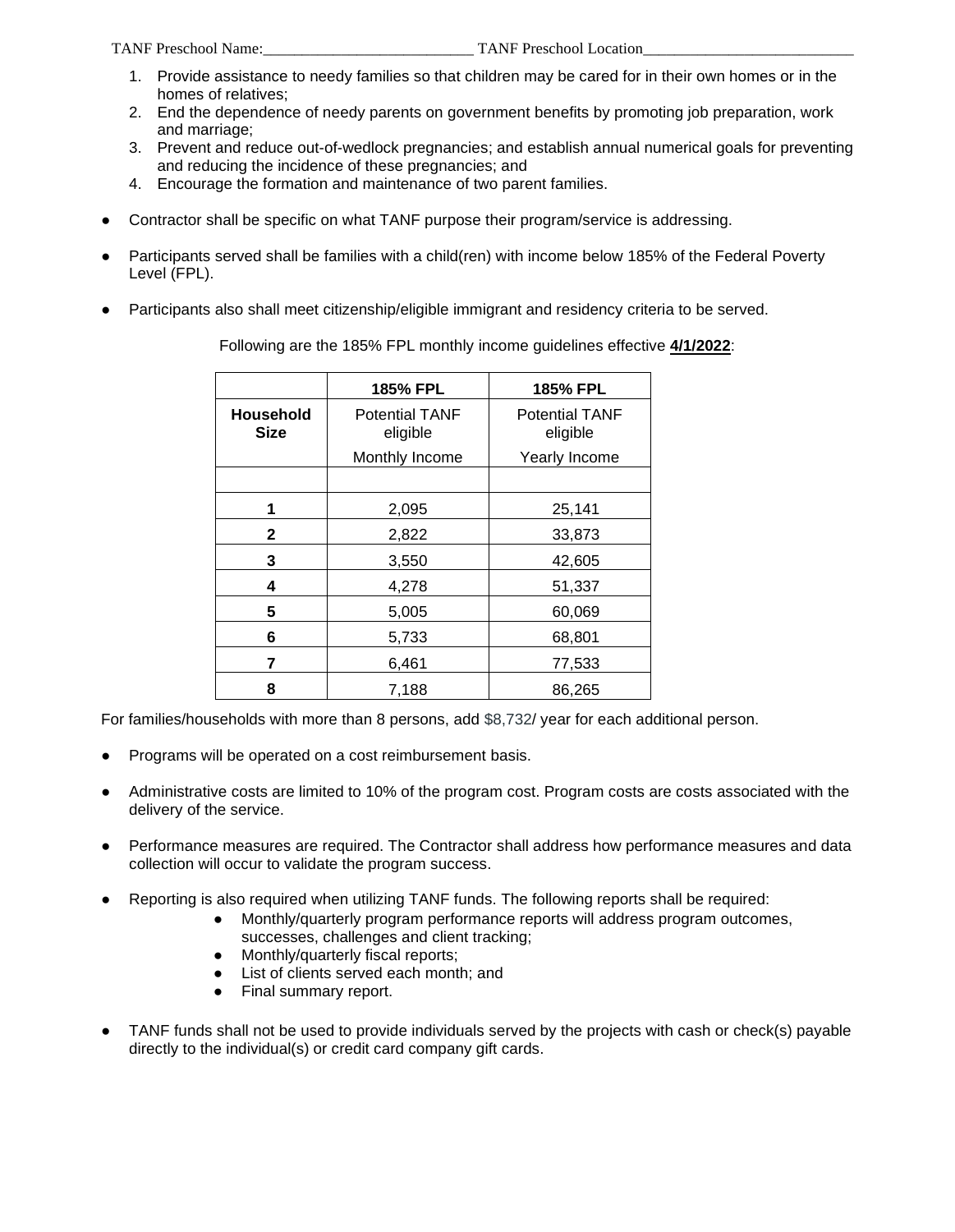TANF Preschool Name:___________________________ TANF Preschool Location___________________________

1. Provide assistance to needy families so that children may be cared for in their own homes or in the homes of relatives;
2. End the dependence of needy parents on government benefits by promoting job preparation, work and marriage;
3. Prevent and reduce out-of-wedlock pregnancies; and establish annual numerical goals for preventing and reducing the incidence of these pregnancies; and
4. Encourage the formation and maintenance of two parent families.

- Contractor shall be specific on what TANF purpose their program/service is addressing.
- Participants served shall be families with a child(ren) with income below 185% of the Federal Poverty Level (FPL).
- Participants also shall meet citizenship/eligible immigrant and residency criteria to be served.

Following are the 185% FPL monthly income guidelines effective **4/1/2022**:

| | **185% FPL** | **185% FPL** |
|---|---|---|
| **Household Size** | Potential TANF eligible Monthly Income | Potential TANF eligible Yearly Income |
| | | |
| **1** | 2,095 | 25,141 |
| **2** | 2,822 | 33,873 |
| **3** | 3,550 | 42,605 |
| **4** | 4,278 | 51,337 |
| **5** | 5,005 | 60,069 |
| **6** | 5,733 | 68,801 |
| **7** | 6,461 | 77,533 |
| **8** | 7,188 | 86,265 |

For families/households with more than 8 persons, add $8,732/ year for each additional person.

- Programs will be operated on a cost reimbursement basis.
- Administrative costs are limited to 10% of the program cost. Program costs are costs associated with the delivery of the service.
- Performance measures are required. The Contractor shall address how performance measures and data collection will occur to validate the program success.
- Reporting is also required when utilizing TANF funds. The following reports shall be required:
  - Monthly/quarterly program performance reports will address program outcomes, successes, challenges and client tracking;
  - Monthly/quarterly fiscal reports;
  - List of clients served each month; and
  - Final summary report.
- TANF funds shall not be used to provide individuals served by the projects with cash or check(s) payable directly to the individual(s) or credit card company gift cards.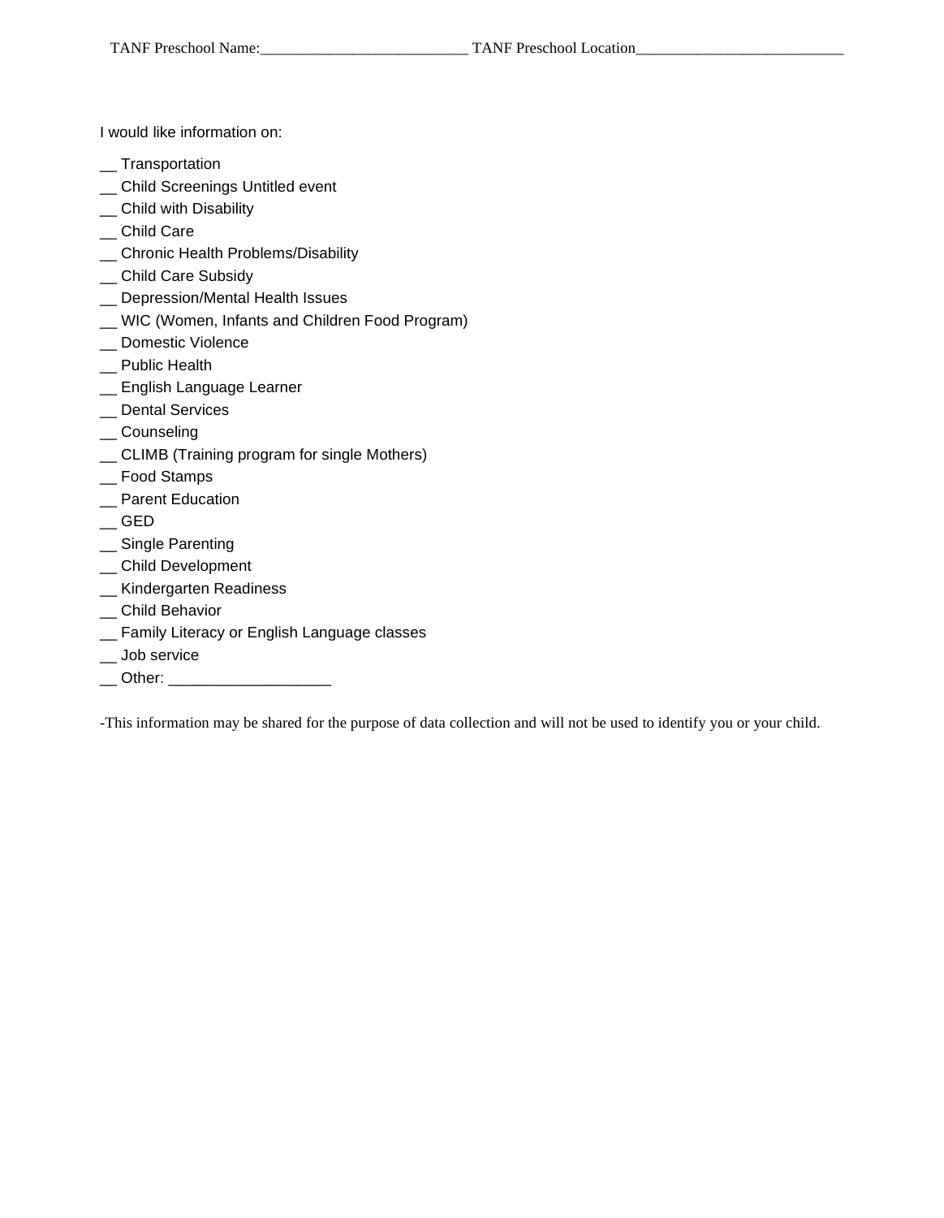TANF Preschool Name:___________________________ TANF Preschool Location___________________________

I would like information on:

__ Transportation
__ Child Screenings Untitled event
__ Child with Disability
__ Child Care
__ Chronic Health Problems/Disability
__ Child Care Subsidy
__ Depression/Mental Health Issues
__ WIC (Women, Infants and Children Food Program)
__ Domestic Violence
__ Public Health
__ English Language Learner
__ Dental Services
__ Counseling
__ CLIMB (Training program for single Mothers)
__ Food Stamps
__ Parent Education
__ GED
__ Single Parenting
__ Child Development
__ Kindergarten Readiness
__ Child Behavior
__ Family Literacy or English Language classes
__ Job service
__ Other: ___________________

-This information may be shared for the purpose of data collection and will not be used to identify you or your child.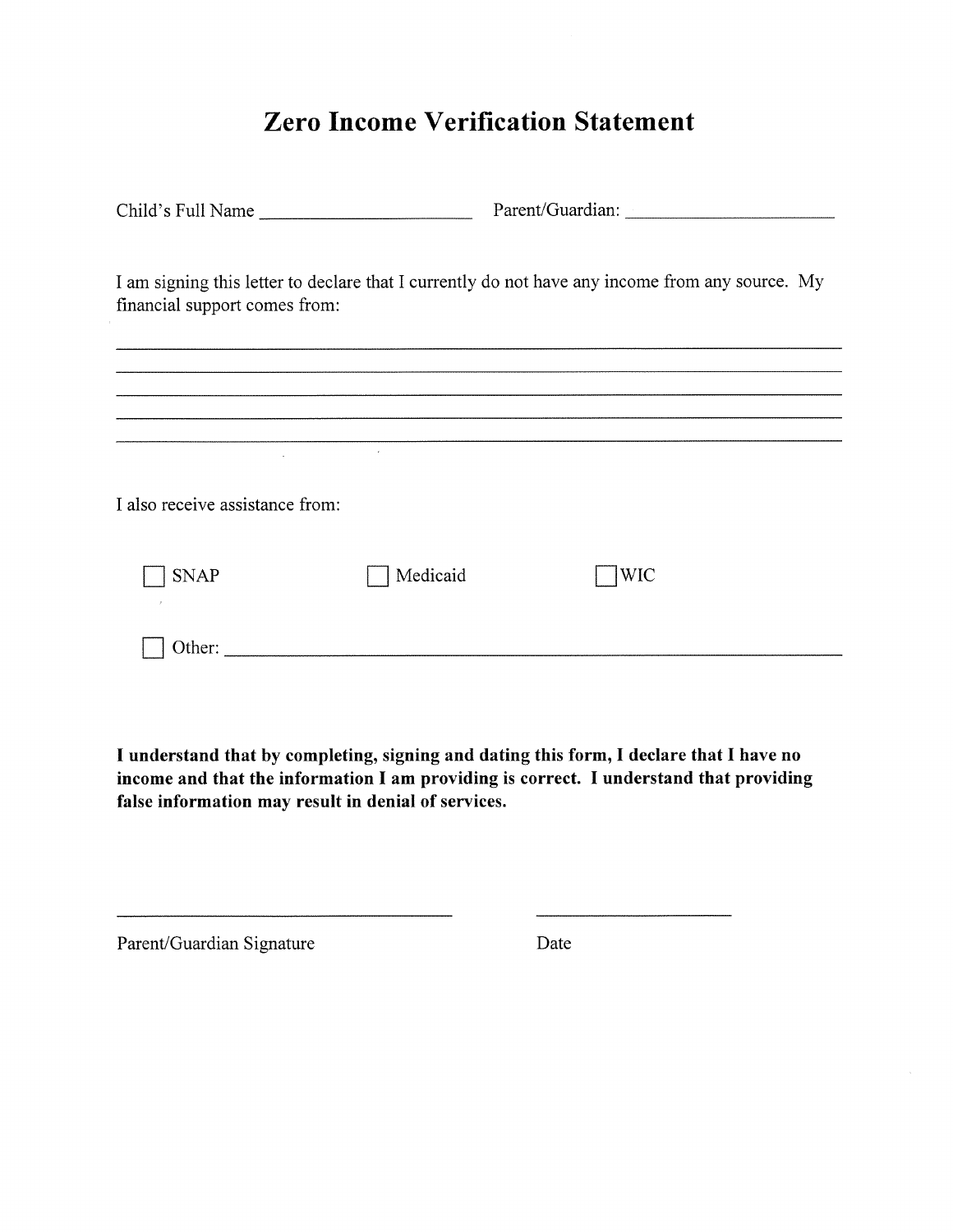# Zero Income Verification Statement

Child's Full Name ________________________ Parent/Guardian: ________________________

I am signing this letter to declare that I currently do not have any income from any source. My financial support comes from:

______________________________________________________________________________

______________________________________________________________________________

______________________________________________________________________________

______________________________________________________________________________

______________________________________________________________________________

I also receive assistance from:

☐ SNAP ☐ Medicaid ☐ WIC

☐ Other: ______________________________________________________________________

**I understand that by completing, signing and dating this form, I declare that I have no income and that the information I am providing is correct. I understand that providing false information may result in denial of services.**

_____________________________________ ______________________

Parent/Guardian Signature Date